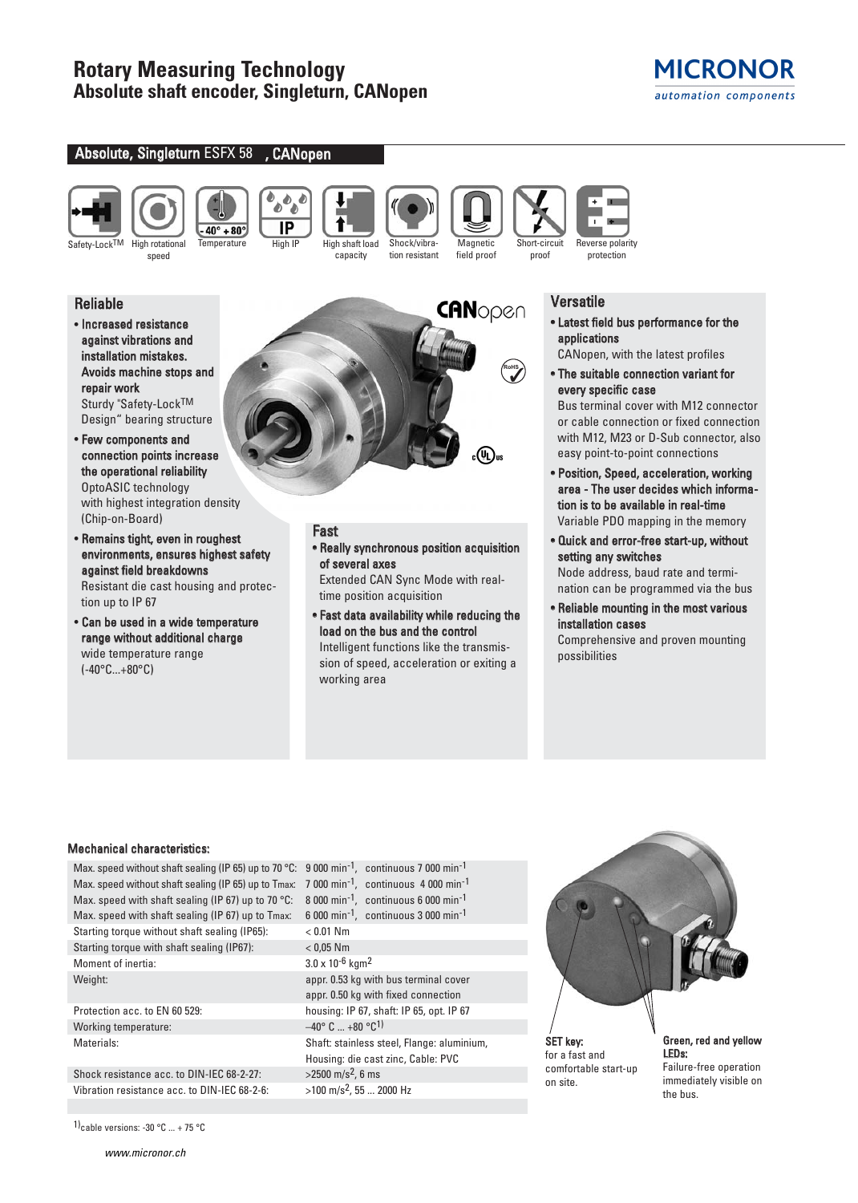# Rotary Measuring Technology
## Absolute shaft encoder, Singleturn, CANopen

MICRONOR
automation components

## Absolute, Singleturn ESFX 58 , CANopen

Safety-Lock™ | High rotational speed | Temperature | High IP | High shaft load capacity | Shock/vibration resistant | Magnetic field proof | Short-circuit proof | Reverse polarity protection

### Reliable

- **Increased resistance against vibrations and installation mistakes. Avoids machine stops and repair work**
  Sturdy "Safety-Lock™ Design" bearing structure
- **Few components and connection points increase the operational reliability**
  OptoASIC technology with highest integration density (Chip-on-Board)
- **Remains tight, even in roughest environments, ensures highest safety against field breakdowns**
  Resistant die cast housing and protection up to IP 67
- **Can be used in a wide temperature range without additional charge**
  wide temperature range (-40°C...+80°C)

### Fast

- **Really synchronous position acquisition of several axes**
  Extended CAN Sync Mode with real-time position acquisition
- **Fast data availability while reducing the load on the bus and the control**
  Intelligent functions like the transmission of speed, acceleration or exiting a working area

### Versatile

- **Latest field bus performance for the applications**
  CANopen, with the latest profiles
- **The suitable connection variant for every specific case**
  Bus terminal cover with M12 connector or cable connection or fixed connection with M12, M23 or D-Sub connector, also easy point-to-point connections
- **Position, Speed, acceleration, working area - The user decides which information is to be available in real-time**
  Variable PDO mapping in the memory
- **Quick and error-free start-up, without setting any switches**
  Node address, baud rate and termination can be programmed via the bus
- **Reliable mounting in the most various installation cases**
  Comprehensive and proven mounting possibilities

### Mechanical characteristics:

| | |
|---|---|
| Max. speed without shaft sealing (IP 65) up to 70 °C: | 9 000 $min^{-1}$, continuous 7 000 $min^{-1}$ |
| Max. speed without shaft sealing (IP 65) up to Tmax: | 7 000 $min^{-1}$, continuous 4 000 $min^{-1}$ |
| Max. speed with shaft sealing (IP 67) up to 70 °C: | 8 000 $min^{-1}$, continuous 6 000 $min^{-1}$ |
| Max. speed with shaft sealing (IP 67) up to Tmax: | 6 000 $min^{-1}$, continuous 3 000 $min^{-1}$ |
| Starting torque without shaft sealing (IP65): | < 0.01 Nm |
| Starting torque with shaft sealing (IP67): | < 0,05 Nm |
| Moment of inertia: | $3.0 \times 10^{-6}$ $kgm^2$ |
| Weight: | appr. 0.53 kg with bus terminal cover<br>appr. 0.50 kg with fixed connection |
| Protection acc. to EN 60 529: | housing: IP 67, shaft: IP 65, opt. IP 67 |
| Working temperature: | –40° C ... +80 °C[1] |
| Materials: | Shaft: stainless steel, Flange: aluminium,<br>Housing: die cast zinc, Cable: PVC |
| Shock resistance acc. to DIN-IEC 68-2-27: | >2500 $m/s^2$, 6 ms |
| Vibration resistance acc. to DIN-IEC 68-2-6: | >100 $m/s^2$, 55 ... 2000 Hz |

**SET key:** for a fast and comfortable start-up on site.

**Green, red and yellow LEDs:** Failure-free operation immediately visible on the bus.

[1] cable versions: -30 °C ... + 75 °C

www.micronor.ch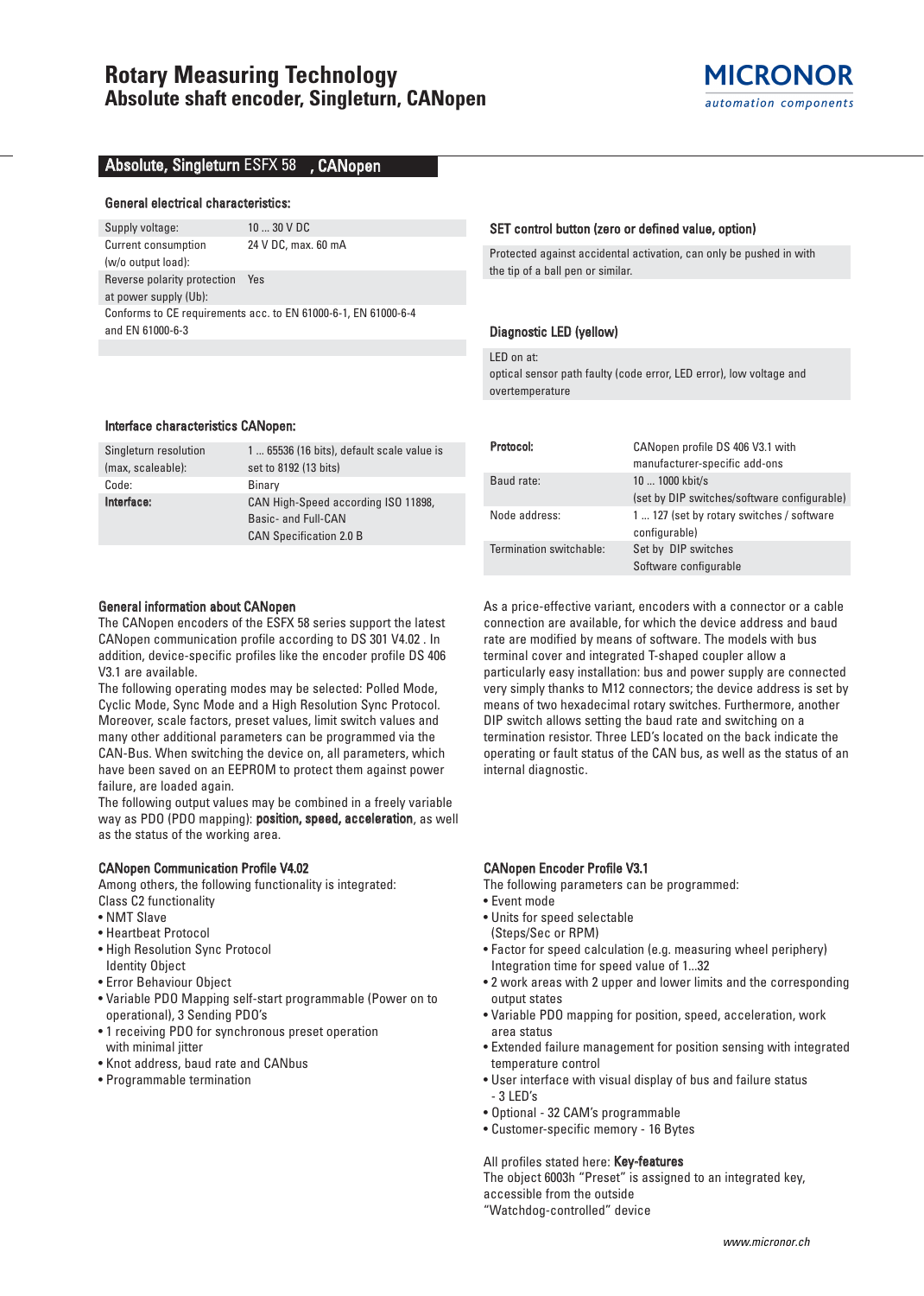# Rotary Measuring Technology
## Absolute shaft encoder, Singleturn, CANopen

## Absolute, Singleturn ESFX 58 , CANopen

### General electrical characteristics:

| | |
|---|---|
| Supply voltage: | 10 ... 30 V DC |
| Current consumption (w/o output load): | 24 V DC, max. 60 mA |
| Reverse polarity protection at power supply (Ub): | Yes |
| Conforms to CE requirements acc. to EN 61000-6-1, EN 61000-6-4 and EN 61000-6-3 | |

### SET control button (zero or defined value, option)

Protected against accidental activation, can only be pushed in with the tip of a ball pen or similar.

### Diagnostic LED (yellow)

LED on at:
optical sensor path faulty (code error, LED error), low voltage and overtemperature

### Interface characteristics CANopen:

| | |
|---|---|
| Singleturn resolution (max, scaleable): | 1 ... 65536 (16 bits), default scale value is set to 8192 (13 bits) |
| Code: | Binary |
| **Interface:** | CAN High-Speed according ISO 11898, Basic- and Full-CAN CAN Specification 2.0 B |

| | |
|---|---|
| **Protocol:** | CANopen profile DS 406 V3.1 with manufacturer-specific add-ons |
| Baud rate: | 10 ... 1000 kbit/s (set by DIP switches/software configurable) |
| Node address: | 1 ... 127 (set by rotary switches / software configurable) |
| Termination switchable: | Set by DIP switches Software configurable |

### General information about CANopen

The CANopen encoders of the ESFX 58 series support the latest CANopen communication profile according to DS 301 V4.02 . In addition, device-specific profiles like the encoder profile DS 406 V3.1 are available.
The following operating modes may be selected: Polled Mode, Cyclic Mode, Sync Mode and a High Resolution Sync Protocol. Moreover, scale factors, preset values, limit switch values and many other additional parameters can be programmed via the CAN-Bus. When switching the device on, all parameters, which have been saved on an EEPROM to protect them against power failure, are loaded again.
The following output values may be combined in a freely variable way as PDO (PDO mapping): **position, speed, acceleration**, as well as the status of the working area.

As a price-effective variant, encoders with a connector or a cable connection are available, for which the device address and baud rate are modified by means of software. The models with bus terminal cover and integrated T-shaped coupler allow a particularly easy installation: bus and power supply are connected very simply thanks to M12 connectors; the device address is set by means of two hexadecimal rotary switches. Furthermore, another DIP switch allows setting the baud rate and switching on a termination resistor. Three LED's located on the back indicate the operating or fault status of the CAN bus, as well as the status of an internal diagnostic.

### CANopen Communication Profile V4.02

Among others, the following functionality is integrated:
Class C2 functionality

- NMT Slave
- Heartbeat Protocol
- High Resolution Sync Protocol
  Identity Object
- Error Behaviour Object
- Variable PDO Mapping self-start programmable (Power on to operational), 3 Sending PDO's
- 1 receiving PDO for synchronous preset operation with minimal jitter
- Knot address, baud rate and CANbus
- Programmable termination

### CANopen Encoder Profile V3.1

The following parameters can be programmed:

- Event mode
- Units for speed selectable (Steps/Sec or RPM)
- Factor for speed calculation (e.g. measuring wheel periphery) Integration time for speed value of 1...32
- 2 work areas with 2 upper and lower limits and the corresponding output states
- Variable PDO mapping for position, speed, acceleration, work area status
- Extended failure management for position sensing with integrated temperature control
- User interface with visual display of bus and failure status - 3 LED's
- Optional - 32 CAM's programmable
- Customer-specific memory - 16 Bytes

All profiles stated here: **Key-features**
The object 6003h "Preset" is assigned to an integrated key, accessible from the outside
"Watchdog-controlled" device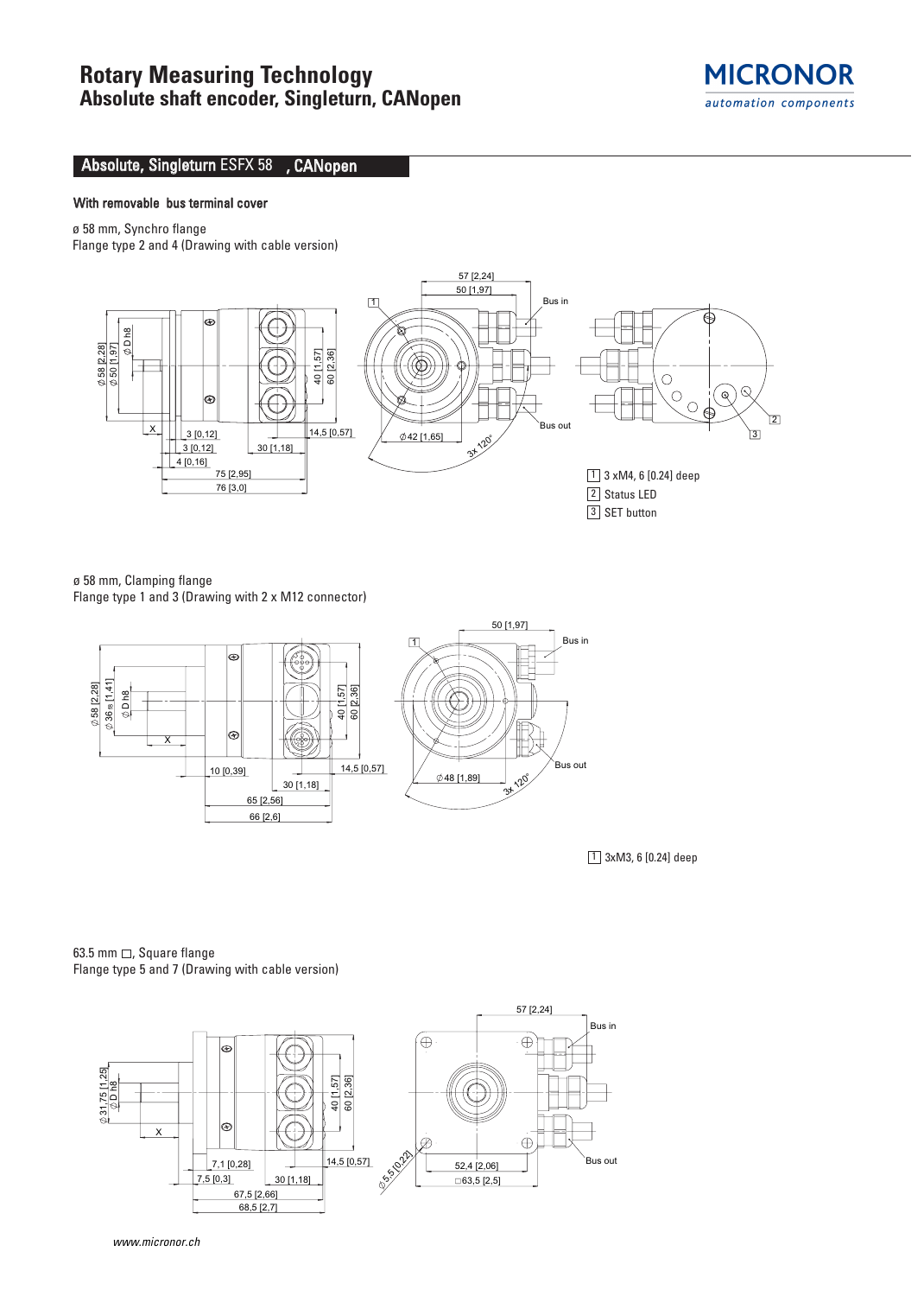# Rotary Measuring Technology
## Absolute shaft encoder, Singleturn, CANopen

## Absolute, Singleturn ESFX 58 , CANopen

**With removable bus terminal cover**

ø 58 mm, Synchro flange
Flange type 2 and 4 (Drawing with cable version)

1 3 xM4, 6 [0.24] deep
2 Status LED
3 SET button

ø 58 mm, Clamping flange
Flange type 1 and 3 (Drawing with 2 x M12 connector)

1 3xM3, 6 [0.24] deep

63.5 mm □, Square flange
Flange type 5 and 7 (Drawing with cable version)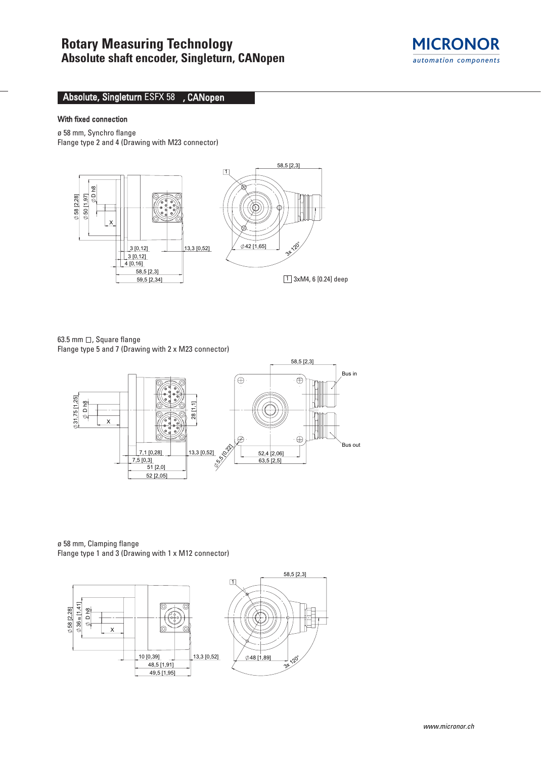## Absolute, Singleturn ESFX 58 , CANopen

### With fixed connection

ø 58 mm, Synchro flange
Flange type 2 and 4 (Drawing with M23 connector)

1 3xM4, 6 [0.24] deep

63.5 mm □, Square flange
Flange type 5 and 7 (Drawing with 2 x M23 connector)

ø 58 mm, Clamping flange
Flange type 1 and 3 (Drawing with 1 x M12 connector)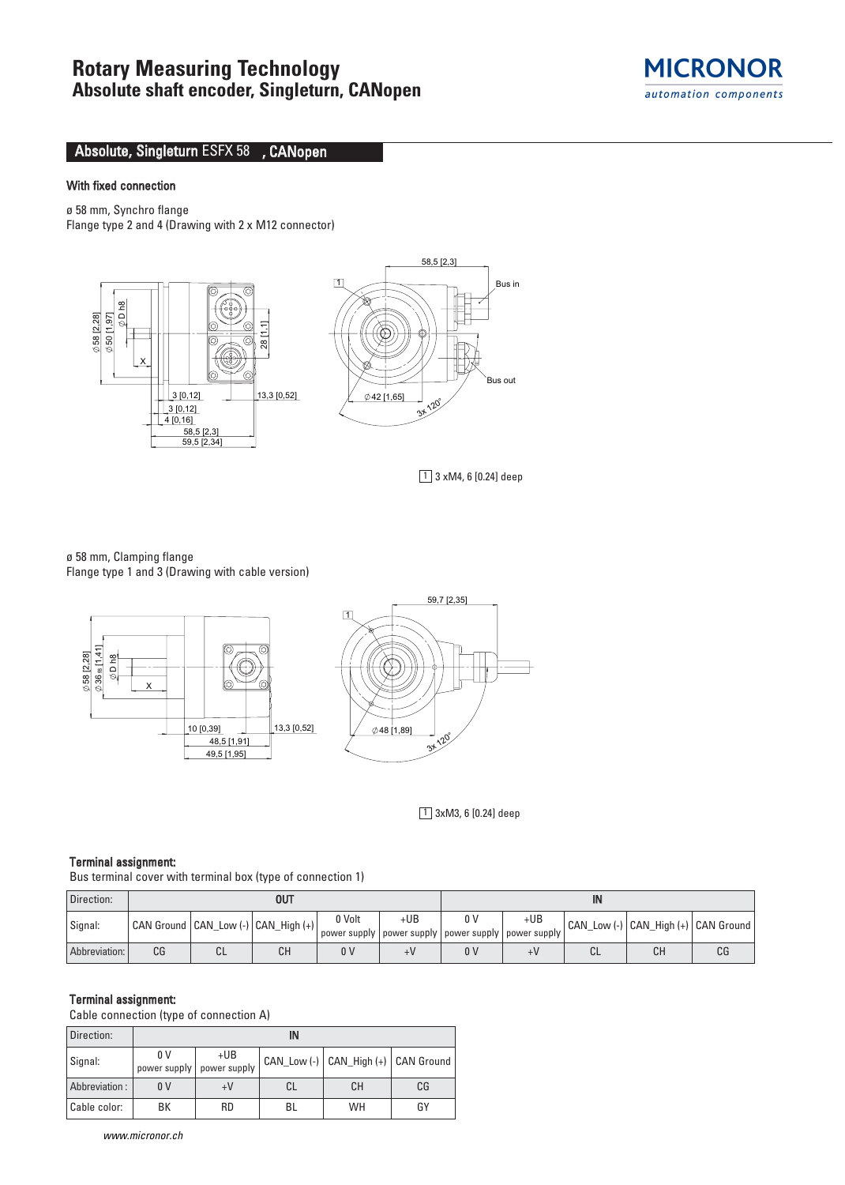# Rotary Measuring Technology
## Absolute shaft encoder, Singleturn, CANopen

**MICRONOR** *automation components*

## Absolute, Singleturn ESFX 58 , CANopen

### With fixed connection

ø 58 mm, Synchro flange
Flange type 2 and 4 (Drawing with 2 x M12 connector)

1 3 xM4, 6 [0.24] deep

ø 58 mm, Clamping flange
Flange type 1 and 3 (Drawing with cable version)

1 3xM3, 6 [0.24] deep

### Terminal assignment:

Bus terminal cover with terminal box (type of connection 1)

| Direction: | OUT | | | | | IN | | | | |
|---|---|---|---|---|---|---|---|---|---|---|
| Signal: | CAN Ground | CAN_Low (-) | CAN_High (+) | 0 Volt power supply | +UB power supply | 0 V power supply | +UB power supply | CAN_Low (-) | CAN_High (+) | CAN Ground |
| Abbreviation: | CG | CL | CH | 0 V | +V | 0 V | +V | CL | CH | CG |

### Terminal assignment:

Cable connection (type of connection A)

| Direction: | IN | | | | |
|---|---|---|---|---|---|
| Signal: | 0 V power supply | +UB power supply | CAN_Low (-) | CAN_High (+) | CAN Ground |
| Abbreviation : | 0 V | +V | CL | CH | CG |
| Cable color: | BK | RD | BL | WH | GY |

*www.micronor.ch*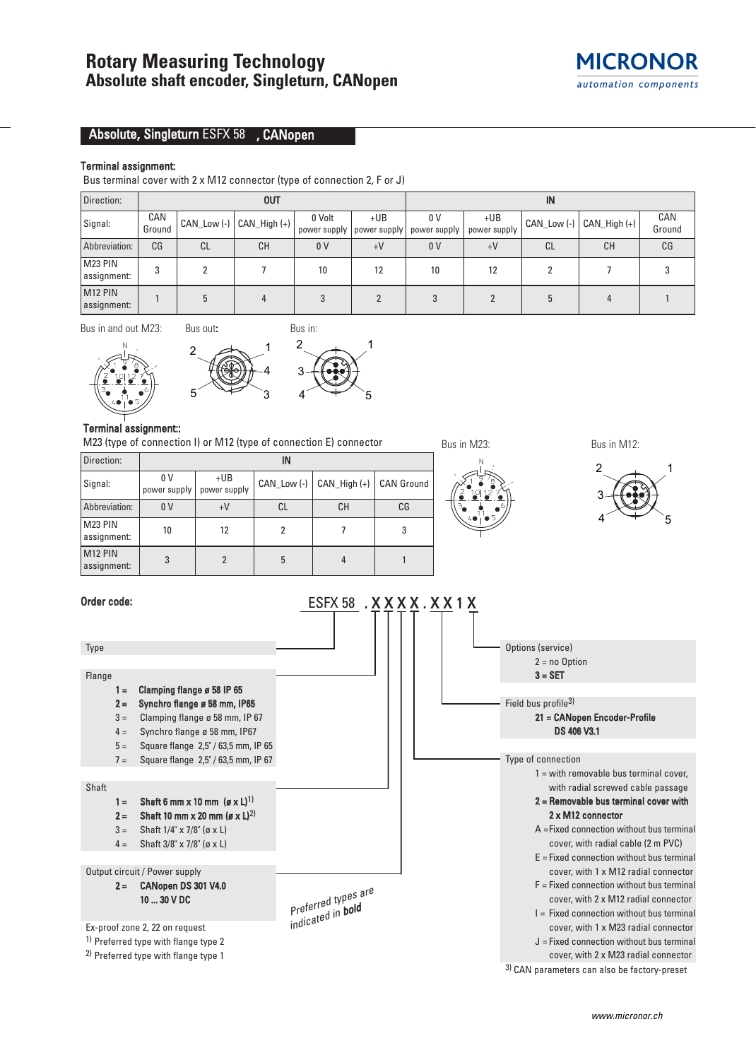# Rotary Measuring Technology
## Absolute shaft encoder, Singleturn, CANopen

MICRONOR
*automation components*

## Absolute, Singleturn ESFX 58 , CANopen

### Terminal assignment:

Bus terminal cover with 2 x M12 connector (type of connection 2, F or J)

| Direction: | OUT | | | | | IN | | | | |
|---|---|---|---|---|---|---|---|---|---|---|
| Signal: | CAN Ground | CAN_Low (-) | CAN_High (+) | 0 Volt power supply | +UB power supply | 0 V power supply | +UB power supply | CAN_Low (-) | CAN_High (+) | CAN Ground |
| Abbreviation: | CG | CL | CH | 0 V | +V | 0 V | +V | CL | CH | CG |
| M23 PIN assignment: | 3 | 2 | 7 | 10 | 12 | 10 | 12 | 2 | 7 | 3 |
| M12 PIN assignment: | 1 | 5 | 4 | 3 | 2 | 3 | 2 | 5 | 4 | 1 |

Bus in and out M23: Bus out: Bus in:

### Terminal assignment::

M23 (type of connection I) or M12 (type of connection E) connector

| Direction: | IN | | | | |
|---|---|---|---|---|---|
| Signal: | 0 V power supply | +UB power supply | CAN_Low (-) | CAN_High (+) | CAN Ground |
| Abbreviation: | 0 V | +V | CL | CH | CG |
| M23 PIN assignment: | 10 | 12 | 2 | 7 | 3 |
| M12 PIN assignment: | 3 | 2 | 5 | 4 | 1 |

Bus in M23: Bus in M12:

### Order code:

ESFX 58 . X X X X . X X 1 X

**Type**

**Flange**
- **1 = Clamping flange ø 58 IP 65**
- **2 = Synchro flange ø 58 mm, IP65**
- 3 = Clamping flange ø 58 mm, IP 67
- 4 = Synchro flange ø 58 mm, IP67
- 5 = Square flange 2,5" / 63,5 mm, IP 65
- 7 = Square flange 2,5" / 63,5 mm, IP 67

**Shaft**
- **1 = Shaft 6 mm x 10 mm (ø x L)**[1]
- **2 = Shaft 10 mm x 20 mm (ø x L)**[2]
- 3 = Shaft 1/4" x 7/8" (ø x L)
- 4 = Shaft 3/8" x 7/8" (ø x L)

**Output circuit / Power supply**
- **2 = CANopen DS 301 V4.0 10 ... 30 V DC**

**Options (service)**
- 2 = no Option
- **3 = SET**

**Field bus profile**[3]
- **21 = CANopen Encoder-Profile DS 406 V3.1**

**Type of connection**
- 1 = with removable bus terminal cover, with radial screwed cable passage
- **2 = Removable bus terminal cover with 2 x M12 connector**
- A = Fixed connection without bus terminal cover, with radial cable (2 m PVC)
- E = Fixed connection without bus terminal cover, with 1 x M12 radial connector
- F = Fixed connection without bus terminal cover, with 2 x M12 radial connector
- I = Fixed connection without bus terminal cover, with 1 x M23 radial connector
- J = Fixed connection without bus terminal cover, with 2 x M23 radial connector

*Preferred types are indicated in **bold***

Ex-proof zone 2, 22 on request

[1] Preferred type with flange type 2

[2] Preferred type with flange type 1

[3] CAN parameters can also be factory-preset

www.micronor.ch